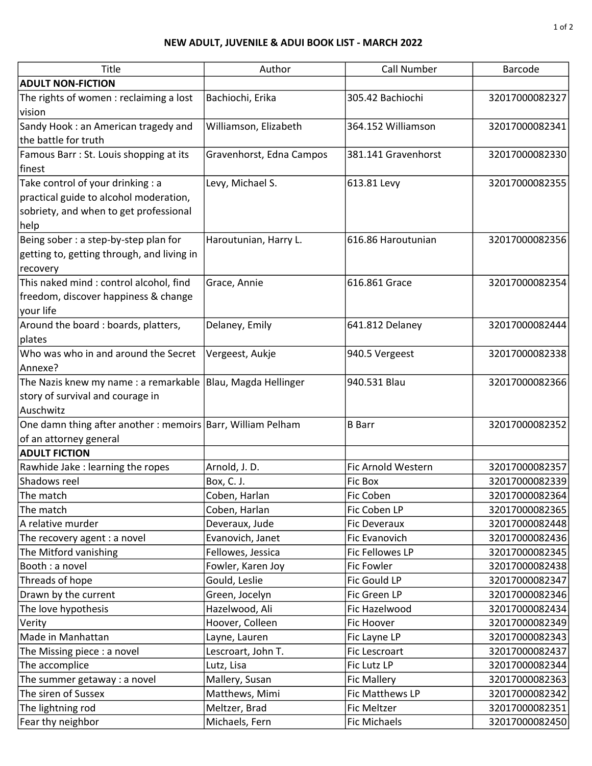# NEW ADULT, JUVENILE & ADUI BOOK LIST - MARCH 2022

| Title | Author | Call Number | Barcode |
|---|---|---|---|
| **ADULT NON-FICTION** | | | |
| The rights of women : reclaiming a lost vision | Bachiochi, Erika | 305.42 Bachiochi | 32017000082327 |
| Sandy Hook : an American tragedy and the battle for truth | Williamson, Elizabeth | 364.152 Williamson | 32017000082341 |
| Famous Barr : St. Louis shopping at its finest | Gravenhorst, Edna Campos | 381.141 Gravenhorst | 32017000082330 |
| Take control of your drinking : a practical guide to alcohol moderation, sobriety, and when to get professional help | Levy, Michael S. | 613.81 Levy | 32017000082355 |
| Being sober : a step-by-step plan for getting to, getting through, and living in recovery | Haroutunian, Harry L. | 616.86 Haroutunian | 32017000082356 |
| This naked mind : control alcohol, find freedom, discover happiness & change your life | Grace, Annie | 616.861 Grace | 32017000082354 |
| Around the board : boards, platters, plates | Delaney, Emily | 641.812 Delaney | 32017000082444 |
| Who was who in and around the Secret Annexe? | Vergeest, Aukje | 940.5 Vergeest | 32017000082338 |
| The Nazis knew my name : a remarkable story of survival and courage in Auschwitz | Blau, Magda Hellinger | 940.531 Blau | 32017000082366 |
| One damn thing after another : memoirs of an attorney general | Barr, William Pelham | B Barr | 32017000082352 |
| **ADULT FICTION** | | | |
| Rawhide Jake : learning the ropes | Arnold, J. D. | Fic Arnold Western | 32017000082357 |
| Shadows reel | Box, C. J. | Fic Box | 32017000082339 |
| The match | Coben, Harlan | Fic Coben | 32017000082364 |
| The match | Coben, Harlan | Fic Coben LP | 32017000082365 |
| A relative murder | Deveraux, Jude | Fic Deveraux | 32017000082448 |
| The recovery agent : a novel | Evanovich, Janet | Fic Evanovich | 32017000082436 |
| The Mitford vanishing | Fellowes, Jessica | Fic Fellowes LP | 32017000082345 |
| Booth : a novel | Fowler, Karen Joy | Fic Fowler | 32017000082438 |
| Threads of hope | Gould, Leslie | Fic Gould LP | 32017000082347 |
| Drawn by the current | Green, Jocelyn | Fic Green LP | 32017000082346 |
| The love hypothesis | Hazelwood, Ali | Fic Hazelwood | 32017000082434 |
| Verity | Hoover, Colleen | Fic Hoover | 32017000082349 |
| Made in Manhattan | Layne, Lauren | Fic Layne LP | 32017000082343 |
| The Missing piece : a novel | Lescroart, John T. | Fic Lescroart | 32017000082437 |
| The accomplice | Lutz, Lisa | Fic Lutz LP | 32017000082344 |
| The summer getaway : a novel | Mallery, Susan | Fic Mallery | 32017000082363 |
| The siren of Sussex | Matthews, Mimi | Fic Matthews LP | 32017000082342 |
| The lightning rod | Meltzer, Brad | Fic Meltzer | 32017000082351 |
| Fear thy neighbor | Michaels, Fern | Fic Michaels | 32017000082450 |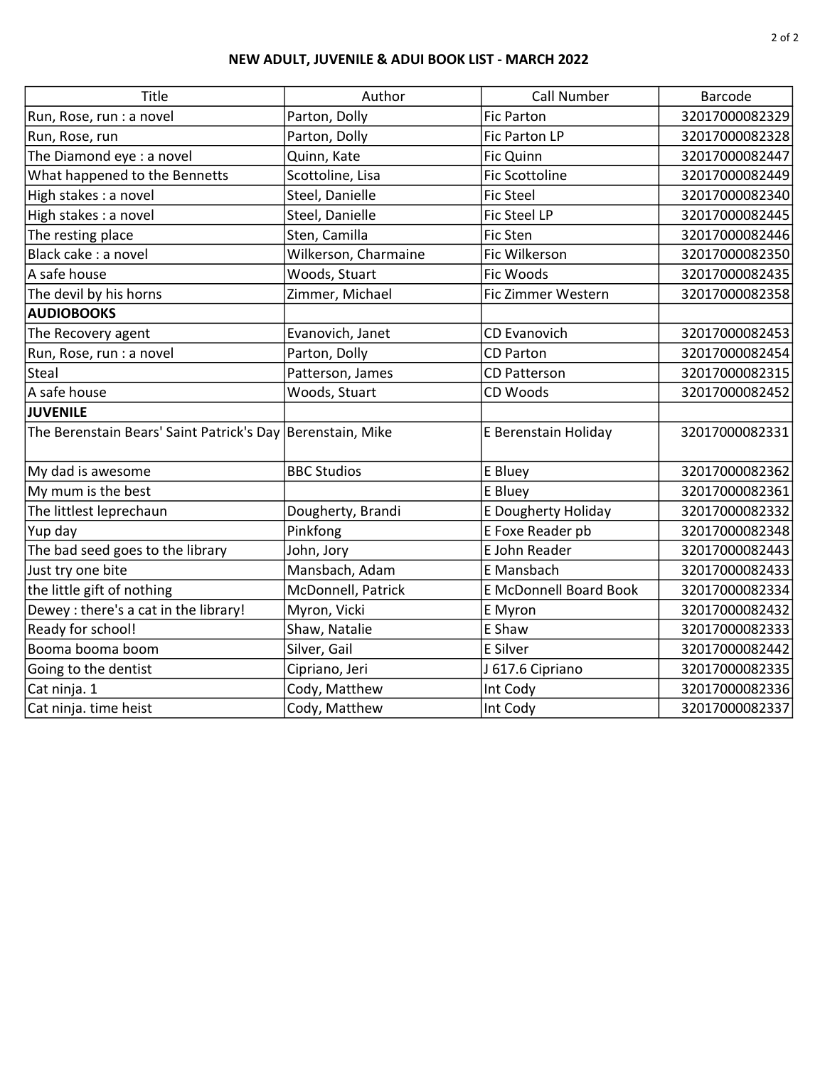## NEW ADULT, JUVENILE & ADUI BOOK LIST - MARCH 2022

| Title | Author | Call Number | Barcode |
|---|---|---|---|
| Run, Rose, run : a novel | Parton, Dolly | Fic Parton | 32017000082329 |
| Run, Rose, run | Parton, Dolly | Fic Parton LP | 32017000082328 |
| The Diamond eye : a novel | Quinn, Kate | Fic Quinn | 32017000082447 |
| What happened to the Bennetts | Scottoline, Lisa | Fic Scottoline | 32017000082449 |
| High stakes : a novel | Steel, Danielle | Fic Steel | 32017000082340 |
| High stakes : a novel | Steel, Danielle | Fic Steel LP | 32017000082445 |
| The resting place | Sten, Camilla | Fic Sten | 32017000082446 |
| Black cake : a novel | Wilkerson, Charmaine | Fic Wilkerson | 32017000082350 |
| A safe house | Woods, Stuart | Fic Woods | 32017000082435 |
| The devil by his horns | Zimmer, Michael | Fic Zimmer Western | 32017000082358 |
| **AUDIOBOOKS** | | | |
| The Recovery agent | Evanovich, Janet | CD Evanovich | 32017000082453 |
| Run, Rose, run : a novel | Parton, Dolly | CD Parton | 32017000082454 |
| Steal | Patterson, James | CD Patterson | 32017000082315 |
| A safe house | Woods, Stuart | CD Woods | 32017000082452 |
| **JUVENILE** | | | |
| The Berenstain Bears' Saint Patrick's Day | Berenstain, Mike | E Berenstain Holiday | 32017000082331 |
| My dad is awesome | BBC Studios | E Bluey | 32017000082362 |
| My mum is the best | | E Bluey | 32017000082361 |
| The littlest leprechaun | Dougherty, Brandi | E Dougherty Holiday | 32017000082332 |
| Yup day | Pinkfong | E Foxe Reader pb | 32017000082348 |
| The bad seed goes to the library | John, Jory | E John Reader | 32017000082443 |
| Just try one bite | Mansbach, Adam | E Mansbach | 32017000082433 |
| the little gift of nothing | McDonnell, Patrick | E McDonnell Board Book | 32017000082334 |
| Dewey : there's a cat in the library! | Myron, Vicki | E Myron | 32017000082432 |
| Ready for school! | Shaw, Natalie | E Shaw | 32017000082333 |
| Booma booma boom | Silver, Gail | E Silver | 32017000082442 |
| Going to the dentist | Cipriano, Jeri | J 617.6 Cipriano | 32017000082335 |
| Cat ninja. 1 | Cody, Matthew | Int Cody | 32017000082336 |
| Cat ninja. time heist | Cody, Matthew | Int Cody | 32017000082337 |